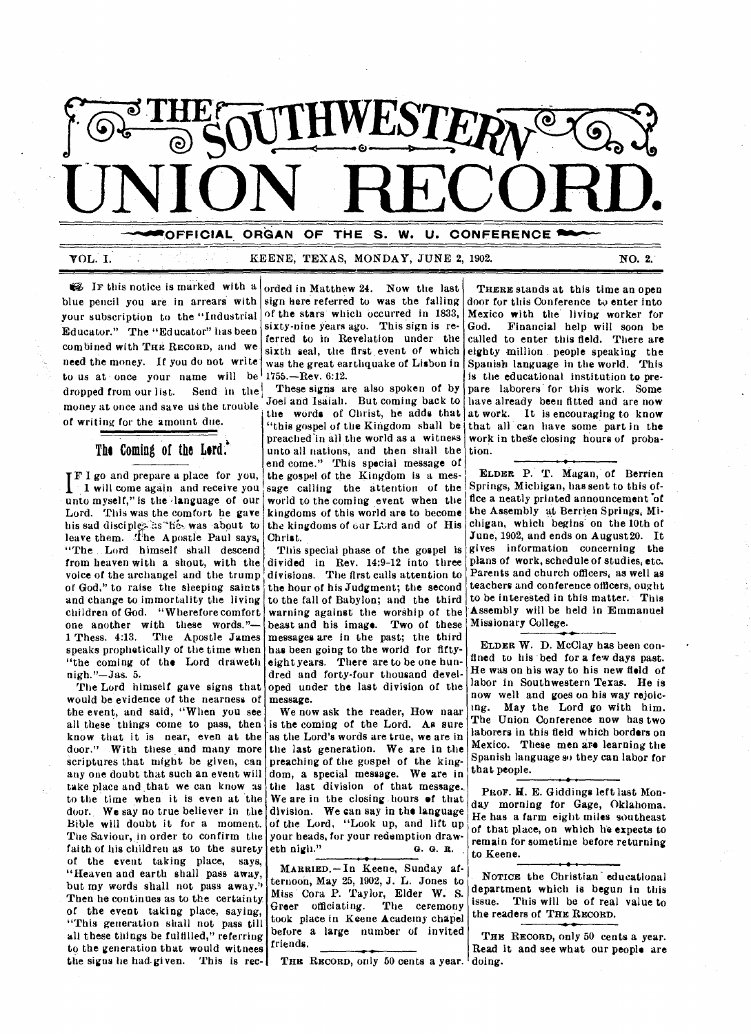# THE SOUTHWESTERN UNION RECORD.

OFFICIAL ORGAN OF THE S. W. U. CONFERENCE

VOL. I. KEENE, TEXAS, MONDAY, JUNE 2, 1902. NO. 2.

IF this notice is marked with a blue pencil you are in arrears with your subscription to the "Industrial Educator." The "Educator" has been combined with THE RECORD, and we need the money. If you do not write to us at once your name will be dropped from our list. Send in the money at once and save us the trouble of writing for the amount due.

## The Coming of the Lord.

IF I go and prepare a place for you, I will come again and receive you unto myself," is the language of our Lord. This was the comfort he gave his sad disciples as he was about to leave them. The Apostle Paul says, "The Lord himself shall descend from heaven with a shout, with the voice of the archangel and the trump of God," to raise the sleeping saints and change to immortality the living children of God. "Wherefore comfort one another with these words."—1 Thess. 4:13. The Apostle James speaks prophetically of the time when "the coming of the Lord draweth nigh."—Jas. 5.

The Lord himself gave signs that would be evidence of the nearness of the event, and said, "When you see all these things come to pass, then know that it is near, even at the door." With these and many more scriptures that might be given, can any one doubt that such an event will take place and that we can know as to the time when it is even at the door. We say no true believer in the Bible will doubt it for a moment. The Saviour, in order to confirm the faith of his children as to the surety of the event taking place, says, "Heaven and earth shall pass away, but my words shall not pass away." Then he continues as to the certainty of the event taking place, saying, "This generation shall not pass till all these things be fulfilled," referring to the generation that would witness the signs he had given. This is recorded in Matthew 24. Now the last sign here referred to was the falling of the stars which occurred in 1833, sixty-nine years ago. This sign is referred to in Revelation under the sixth seal, the first event of which was the great earthquake of Lisbon in 1755.—Rev. 6:12.

These signs are also spoken of by Joel and Isaiah. But coming back to the words of Christ, he adds that "this gospel of the Kingdom shall be preached in all the world as a witness unto all nations, and then shall the end come." This special message of the gospel of the Kingdom is a message calling the attention of the world to the coming event when the kingdoms of this world are to become the kingdoms of our Lord and of His Christ.

This special phase of the gospel is divided in Rev. 14:9-12 into three divisions. The first calls attention to the hour of his Judgment; the second to the fall of Babylon; and the third warning against the worship of the beast and his image. Two of these messages are in the past; the third has been going to the world for fifty-eight years. There are to be one hundred and forty-four thousand developed under the last division of the message.

We now ask the reader, How near is the coming of the Lord. As sure as the Lord's words are true, we are in the last generation. We are in the preaching of the gospel of the kingdom, a special message. We are in the last division of that message. We are in the closing hours of that division. We can say in the language of the Lord, "Look up, and lift up your heads, for your redemption draweth nigh." G. G. R.

MARRIED.—In Keene, Sunday afternoon, May 25, 1902, J. L. Jones to Miss Cora P. Taylor, Elder W. S. Greer officiating. The ceremony took place in Keene Academy chapel before a large number of invited friends.

THE RECORD, only 50 cents a year.

THERE stands at this time an open door for this Conference to enter into Mexico with the living worker for God. Financial help will soon be called to enter this field. There are eighty million people speaking the Spanish language in the world. This is the educational institution to prepare laborers for this work. Some have already been fitted and are now at work. It is encouraging to know that all can have some part in the work in these closing hours of probation.

ELDER P. T. Magan, of Berrien Springs, Michigan, has sent to this office a neatly printed announcement of the Assembly at Berrien Springs, Michigan, which begins on the 10th of June, 1902, and ends on August 20. It gives information concerning the plans of work, schedule of studies, etc. Parents and church officers, as well as teachers and conference officers, ought to be interested in this matter. This Assembly will be held in Emmanuel Missionary College.

ELDER W. D. McClay has been confined to his bed for a few days past. He was on his way to his new field of labor in Southwestern Texas. He is now well and goes on his way rejoicing. May the Lord go with him. The Union Conference now has two laborers in this field which borders on Mexico. These men are learning the Spanish language so they can labor for that people.

PROF. H. E. Giddings left last Monday morning for Gage, Oklahoma. He has a farm eight miles southeast of that place, on which he expects to remain for sometime before returning to Keene.

NOTICE the Christian educational department which is begun in this issue. This will be of real value to the readers of THE RECORD.

THE RECORD, only 50 cents a year. Read it and see what our people are doing.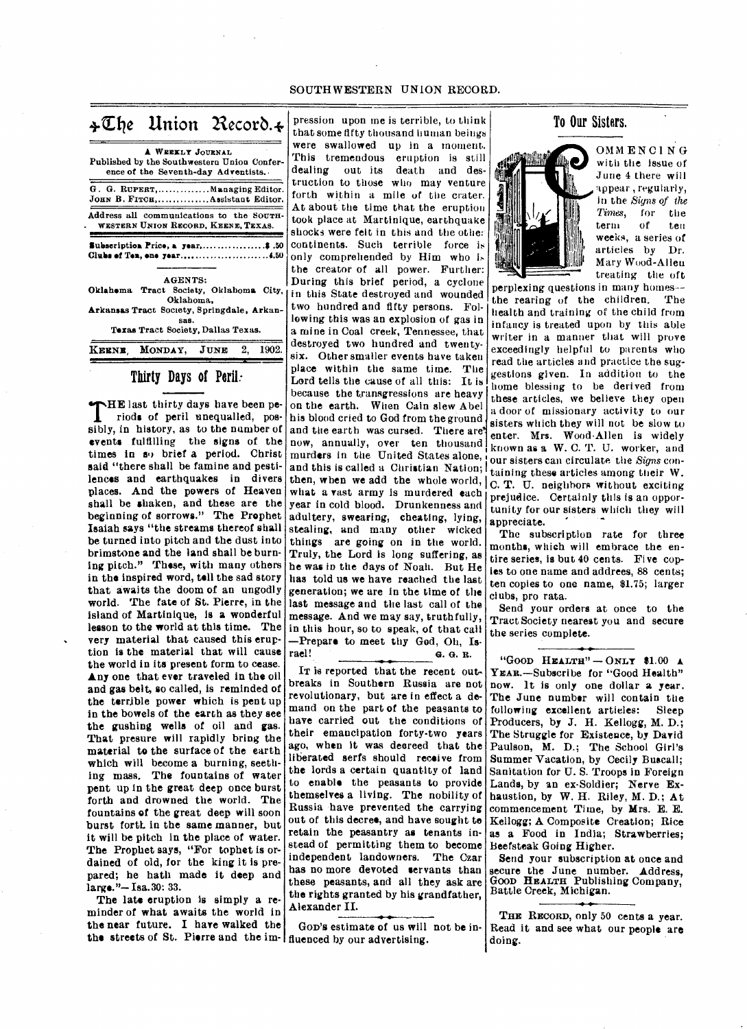# The Union Record.

A WEEKLY JOURNAL
Published by the Southwestern Union Conference of the Seventh-day Adventists.

G. G. RUPERT,..............Managing Editor.
JOHN B. FITCH,..............Assistant Editor.

Address all communications to the SOUTHWESTERN UNION RECORD, KEENE, TEXAS.

Subscription Price, a year,..................$ .50
Clubs of Ten, one year..........................4.50

AGENTS:
Oklahoma Tract Society, Oklahoma City, Oklahoma,
Arkansas Tract Society, Springdale, Arkansas.
Texas Tract Society, Dallas Texas.

KEENE, MONDAY, JUNE 2, 1902.

## Thirty Days of Peril.

THE last thirty days have been periods of peril unequalled, possibly, in history, as to the number of events fulfilling the signs of the times in so brief a period. Christ said "there shall be famine and pestilences and earthquakes in divers places. And the powers of Heaven shall be shaken, and these are the beginning of sorrows." The Prophet Isaiah says "the streams thereof shall be turned into pitch and the dust into brimstone and the land shall be burning pitch." These, with many others in the inspired word, tell the sad story that awaits the doom of an ungodly world. The fate of St. Pierre, in the island of Martinique, is a wonderful lesson to the world at this time. The very material that caused this eruption is the material that will cause the world in its present form to cease. Any one that ever traveled in the oil and gas belt, so called, is reminded of the terrible power which is pent up in the bowels of the earth as they see the gushing wells of oil and gas. That presure will rapidly bring the material to the surface of the earth which will become a burning, seething mass. The fountains of water pent up in the great deep once burst forth and drowned the world. The fountains of the great deep will soon burst forth in the same manner, but it will be pitch in the place of water. The Prophet says, "For tophet is ordained of old, for the king it is prepared; he hath made it deep and large."—Isa. 30: 33.

The late eruption is simply a reminder of what awaits the world in the near future. I have walked the streets of St. Pierre and the impression upon me is terrible, to think that some fifty thousand human beings were swallowed up in a moment. This tremendous eruption is still dealing out its death and destruction to those who may venture forth within a mile of the crater. At about the time that the eruption took place at Martinique, earthquake shocks were felt in this and the other continents. Such terrible force is only comprehended by Him who is the creator of all power. Further: During this brief period, a cyclone in this State destroyed and wounded two hundred and fifty persons. Following this was an explosion of gas in a mine in Coal creek, Tennessee, that destroyed two hundred and twenty-six. Other smaller events have taken place within the same time. The Lord tells the cause of all this: It is because the transgressions are heavy on the earth. When Cain slew Abel his blood cried to God from the ground and the earth was cursed. There are now, annually, over ten thousand murders in the United States alone, and this is called a Christian Nation; then, when we add the whole world, what a vast army is murdered each year in cold blood. Drunkenness and adultery, swearing, cheating, lying, stealing, and many other wicked things are going on in the world. Truly, the Lord is long suffering, as he was in the days of Noah. But He has told us we have reached the last generation; we are in the time of the last message and the last call of the message. And we may say, truthfully, in this hour, so to speak, of that call —Prepare to meet thy God, Oh, Israel!

G. G. R.

---

IT is reported that the recent outbreaks in Southern Russia are not revolutionary, but are in effect a demand on the part of the peasants to have carried out the conditions of their emancipation forty-two years ago, when it was decreed that the liberated serfs should receive from the lords a certain quantity of land to enable the peasants to provide themselves a living. The nobility of Russia have prevented the carrying out of this decree, and have sought to retain the peasantry as tenants instead of permitting them to become independent landowners. The Czar has no more devoted servants than these peasants, and all they ask are the rights granted by his grandfather, Alexander II.

---

GOD'S estimate of us will not be influenced by our advertising.

## To Our Sisters.

COMMENCING with the issue of June 4 there will appear, regularly, in the *Signs of the Times*, for the term of ten weeks, a series of articles by Dr. Mary Wood-Allen treating the oft perplexing questions in many homes—the rearing of the children. The health and training of the child from infancy is treated upon by this able writer in a manner that will prove exceedingly helpful to parents who read the articles and practice the suggestions given. In addition to the home blessing to be derived from these articles, we believe they open a door of missionary activity to our sisters which they will not be slow to enter. Mrs. Wood-Allen is widely known as a W. C. T. U. worker, and our sisters can circulate the *Signs* containing these articles among their W. C. T. U. neighbors without exciting prejudice. Certainly this is an opportunity for our sisters which they will appreciate.

The subscription rate for three months, which will embrace the entire series, is but 40 cents. Five copies to one name and address, 88 cents; ten copies to one name, $1.75; larger clubs, pro rata.

Send your orders at once to the Tract Society nearest you and secure the series complete.

---

"GOOD HEALTH"—ONLY $1.00 A YEAR.—Subscribe for "Good Health" now. It is only one dollar a year. The June number will contain the following excellent articles: Sleep Producers, by J. H. Kellogg, M. D.; The Struggle for Existence, by David Paulson, M. D.; The School Girl's Summer Vacation, by Cecily Buscall; Sanitation for U. S. Troops in Foreign Lands, by an ex-Soldier; Nerve Exhaustion, by W. H. Riley, M. D.; At commencement Time, by Mrs. E. E. Kellogg; A Composite Creation; Rice as a Food in India; Strawberries; Beefsteak Going Higher.

Send your subscription at once and secure the June number. Address, GOOD HEALTH Publishing Company, Battle Creek, Michigan.

---

THE RECORD, only 50 cents a year. Read it and see what our people are doing.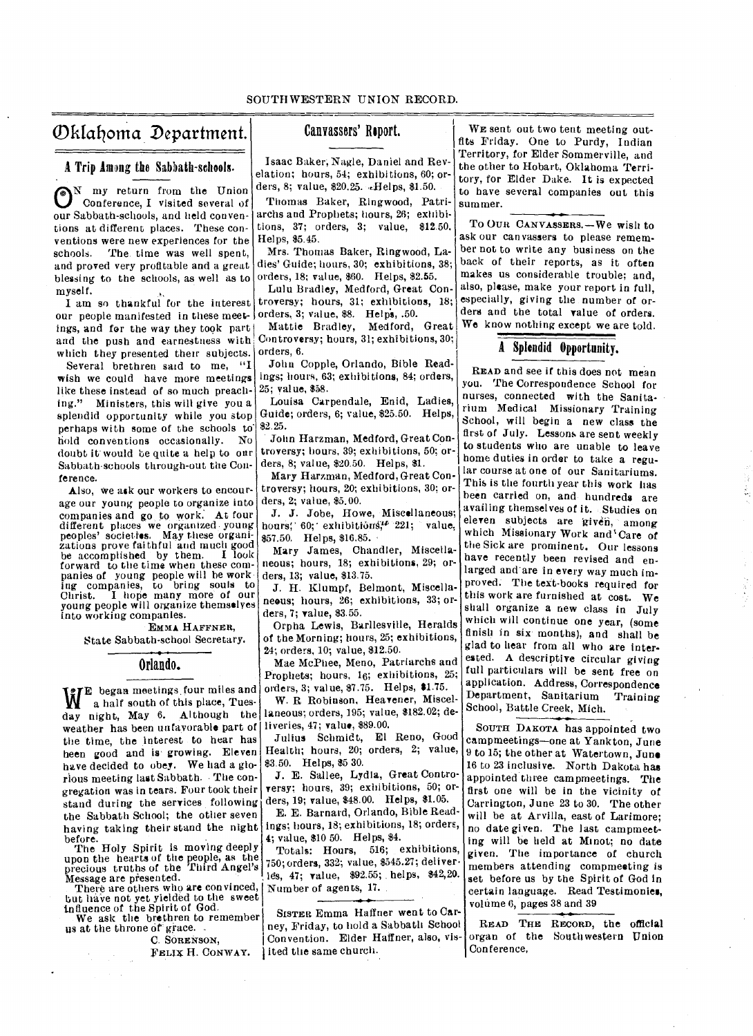# Oklahoma Department.

## A Trip Among the Sabbath-schools.

On my return from the Union Conference, I visited several of our Sabbath-schools, and held conventions at different places. These conventions were new experiences for the schools. The time was well spent, and proved very profitable and a great blessing to the schools, as well as to myself.

I am so thankful for the interest our people manifested in these meetings, and for the way they took part and the push and earnestness with which they presented their subjects.

Several brethren said to me, "I wish we could have more meetings like these instead of so much preaching." Ministers, this will give you a splendid opportunity while you stop perhaps with some of the schools to hold conventions occasionally. No doubt it would be quite a help to our Sabbath-schools through-out the Conference.

Also, we ask our workers to encourage our young people to organize into companies and go to work. At four different places we organized young peoples' societies. May these organizations prove faithful and much good be accomplished by them. I look forward to the time when these companies of young people will be working companies, to bring souls to Christ. I hope many more of our young people will organize themselves into working companies.

EMMA HAFFNER,
State Sabbath-school Secretary.

## Orlando.

We began meetings four miles and a half south of this place, Tuesday night, May 6. Although the weather has been unfavorable part of the time, the interest to hear has been good and is growing. Eleven have decided to obey. We had a glorious meeting last Sabbath. The congregation was in tears. Four took their stand during the services following the Sabbath School; the other seven having taking their stand the night before.

The Holy Spirit is moving deeply upon the hearts of the people, as the precious truths of the Third Angel's Message are presented.

There are others who are convinced, but have not yet yielded to the sweet influence of the Spirit of God.

We ask the brethren to remember us at the throne of grace.

C. SORENSON,
FELIX H. CONWAY.

## Canvassers' Report.

Isaac Baker, Nagle, Daniel and Revelation; hours, 54; exhibitions, 60; orders, 8; value, $20.25. Helps, $1.50.

Thomas Baker, Ringwood, Patriarchs and Prophets; hours, 26; exhibitions, 37; orders, 3; value, $12.50. Helps, $5.45.

Mrs. Thomas Baker, Ringwood, Ladies' Guide; hours, 30; exhibitions, 38; orders, 18; value, $60. Helps, $2.55.

Lulu Bradley, Medford, Great Controversy; hours, 31; exhibitions, 18; orders, 3; value, $8. Helps, .50.

Mattie Bradley, Medford, Great Controversy; hours, 31; exhibitions, 30; orders, 6.

John Copple, Orlando, Bible Readings; hours, 63; exhibitions, 84; orders, 25; value, $58.

Louisa Carpendale, Enid, Ladies, Guide; orders, 6; value, $25.50. Helps, $2.25.

John Harzman, Medford, Great Controversy; hours, 39; exhibitions, 50; orders, 8; value, $20.50. Helps, $1.

Mary Harzman, Medford, Great Controversy; hours, 20; exhibitions, 30; orders, 2; value, $5.00.

J. J. Jobe, Howe, Miscellaneous; hours, 60; exhibitions, 221; value, $57.50. Helps, $16.85.

Mary James, Chandler, Miscellaneous; hours, 18; exhibitions, 29; orders, 13; value, $13.75.

J. H. Klumpf, Belmont, Miscellaneous; hours, 26; exhibitions, 33; orders, 7; value, $3.55.

Orpha Lewis, Barllesville, Heralds of the Morning; hours, 25; exhibitions, 24; orders, 10; value, $12.50.

Mae McPhee, Meno, Patriarchs and Prophets; hours, 16; exhibitions, 25; orders, 3; value, $7.75. Helps, $1.75.

W. R Robinson, Heavener, Miscellaneous; orders, 195; value, $182.02; deliveries, 47; value, $89.00.

Julius Schmidt, El Reno, Good Health; hours, 20; orders, 2; value, $3.50. Helps, $5 30.

J. E. Sallee, Lydia, Great Controversy; hours, 39; exhibitions, 50; orders, 19; value, $48.00. Helps, $1.05.

E. E. Barnard, Orlando, Bible Readings; hours, 18; exhibitions, 18; orders, 4; value, $10 50. Helps, $4.

Totals: Hours, 516; exhibitions, 750; orders, 332; value, $545.27; deliveries, 47; value, $92.55; helps, $42,20. Number of agents, 17.

---

SISTER Emma Haffner went to Carney, Friday, to hold a Sabbath School Convention. Elder Haffner, also, visited the same church.

---

WE sent out two tent meeting outfits Friday. One to Purdy, Indian Territory, for Elder Sommerville, and the other to Hobart, Oklahoma Territory, for Elder Dake. It is expected to have several companies out this summer.

---

TO OUR CANVASSERS.—We wish to ask our canvassers to please remember not to write any business on the back of their reports, as it often makes us considerable trouble; and, also, please, make your report in full, especially, giving the number of orders and the total value of orders. We know nothing except we are told.

## A Splendid Opportunity.

READ and see if this does not mean you. The Correspondence School for nurses, connected with the Sanitarium Medical Missionary Training School, will begin a new class the first of July. Lessons are sent weekly to students who are unable to leave home duties in order to take a regular course at one of our Sanitariums. This is the fourth year this work has been carried on, and hundreds are availing themselves of it. Studies on eleven subjects are given, among which Missionary Work and Care of the Sick are prominent. Our lessons have recently been revised and enlarged and are in every way much improved. The text-books required for this work are furnished at cost. We shall organize a new class in July which will continue one year, (some finish in six months), and shall be glad to hear from all who are interested. A descriptive circular giving full particulars will be sent free on application. Address, Correspondence Department, Sanitarium Training School, Battle Creek, Mich.

---

SOUTH DAKOTA has appointed two campmeetings—one at Yankton, June 9 to 15; the other at Watertown, June 16 to 23 inclusive. North Dakota has appointed three campmeetings. The first one will be in the vicinity of Carrington, June 23 to 30. The other will be at Arvilla, east of Larimore; no date given. The last campmeeting will be held at Minot; no date given. The importance of church members attending compmeeting is set before us by the Spirit of God in certain language. Read Testimonies, volume 6, pages 38 and 39

---

READ THE RECORD, the official organ of the Southwestern Union Conference,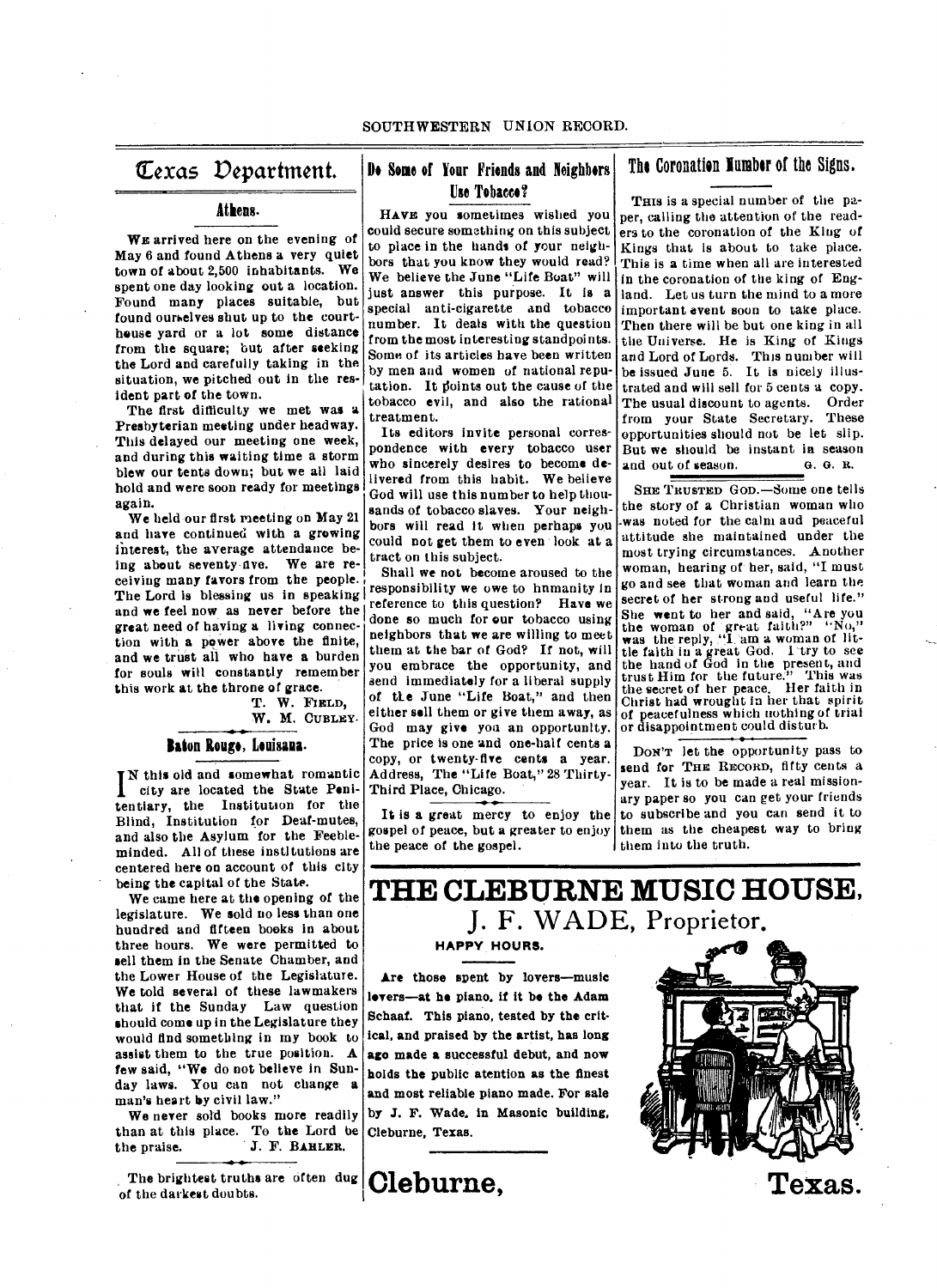## Texas Department.

### Athens.

WE arrived here on the evening of May 6 and found Athens a very quiet town of about 2,500 inhabitants. We spent one day looking out a location. Found many places suitable, but found ourselves shut up to the courthouse yard or a lot some distance from the square; but after seeking the Lord and carefully taking in the situation, we pitched out in the resident part of the town.

The first difficulty we met was a Presbyterian meeting under headway. This delayed our meeting one week, and during this waiting time a storm blew our tents down; but we all laid hold and were soon ready for meetings again.

We held our first meeting on May 21 and have continued with a growing interest, the average attendance being about seventy-five. We are receiving many favors from the people. The Lord is blessing us in speaking and we feel now as never before the great need of having a living connection with a power above the finite, and we trust all who have a burden for souls will constantly remember this work at the throne of grace.

T. W. FIELD,
W. M. CUBLEY.

### Baton Rouge, Louisana.

IN this old and somewhat romantic city are located the State Penitentiary, the Institution for the Blind, Institution for Deaf-mutes, and also the Asylum for the Feeble-minded. All of these institutions are centered here on account of this city being the capital of the State.

We came here at the opening of the legislature. We sold no less than one hundred and fifteen books in about three hours. We were permitted to sell them in the Senate Chamber, and the Lower House of the Legislature. We told several of these lawmakers that if the Sunday Law question should come up in the Legislature they would find something in my book to assist them to the true position. A few said, "We do not believe in Sunday laws. You can not change a man's heart by civil law."

We never sold books more readily than at this place. To the Lord be the praise.

J. F. BAHLER.

The brightest truths are often dug of the darkest doubts.

## Do Some of Your Friends and Neighbors Use Tobacco?

HAVE you sometimes wished you could secure something on this subject to place in the hands of your neighbors that you know they would read? We believe the June "Life Boat" will just answer this purpose. It is a special anti-cigarette and tobacco number. It deals with the question from the most interesting standpoints. Some of its articles have been written by men and women of national reputation. It points out the cause of the tobacco evil, and also the rational treatment.

Its editors invite personal correspondence with every tobacco user who sincerely desires to become delivered from this habit. We believe God will use this number to help thousands of tobacco slaves. Your neighbors will read it when perhaps you could not get them to even look at a tract on this subject.

Shall we not become aroused to the responsibility we owe to humanity in reference to this question? Have we done so much for our tobacco using neighbors that we are willing to meet them at the bar of God? If not, will you embrace the opportunity, and send immediately for a liberal supply of the June "Life Boat," and then either sell them or give them away, as God may give you an opportunity. The price is one and one-half cents a copy, or twenty-five cents a year. Address, The "Life Boat," 28 Thirty-Third Place, Chicago.

It is a great mercy to enjoy the gospel of peace, but a greater to enjoy the peace of the gospel.

## The Coronation Number of the Signs.

THIS is a special number of the paper, calling the attention of the readers to the coronation of the King of Kings that is about to take place. This is a time when all are interested in the coronation of the king of England. Let us turn the mind to a more important event soon to take place. Then there will be but one king in all the Universe. He is King of Kings and Lord of Lords. This number will be issued June 5. It is nicely illustrated and will sell for 5 cents a copy. The usual discount to agents. Order from your State Secretary. These opportunities should not be let slip. But we should be instant in season and out of season.

G. G. R.

SHE TRUSTED GOD.—Some one tells the story of a Christian woman who was noted for the calm and peaceful attitude she maintained under the most trying circumstances. Another woman, hearing of her, said, "I must go and see that woman and learn the secret of her strong and useful life." She went to her and said, "Are you the woman of great faith?" "No," was the reply, "I am a woman of little faith in a great God. I try to see the hand of God in the present, and trust Him for the future." This was the secret of her peace. Her faith in Christ had wrought in her that spirit of peacefulness which nothing of trial or disappointment could disturb.

DON'T let the opportunity pass to send for THE RECORD, fifty cents a year. It is to be made a real missionary paper so you can get your friends to subscribe and you can send it to them as the cheapest way to bring them into the truth.

# THE CLEBURNE MUSIC HOUSE,

## J. F. WADE, Proprietor.

**HAPPY HOURS.**

**Are those spent by lovers—music lovers—at he piano, if it be the Adam Schaaf. This piano, tested by the critical, and praised by the artist, has long ago made a successful debut, and now holds the public atention as the finest and most reliable piano made. For sale by J. F. Wade, in Masonic building, Cleburne, Texas.**

# Cleburne, Texas.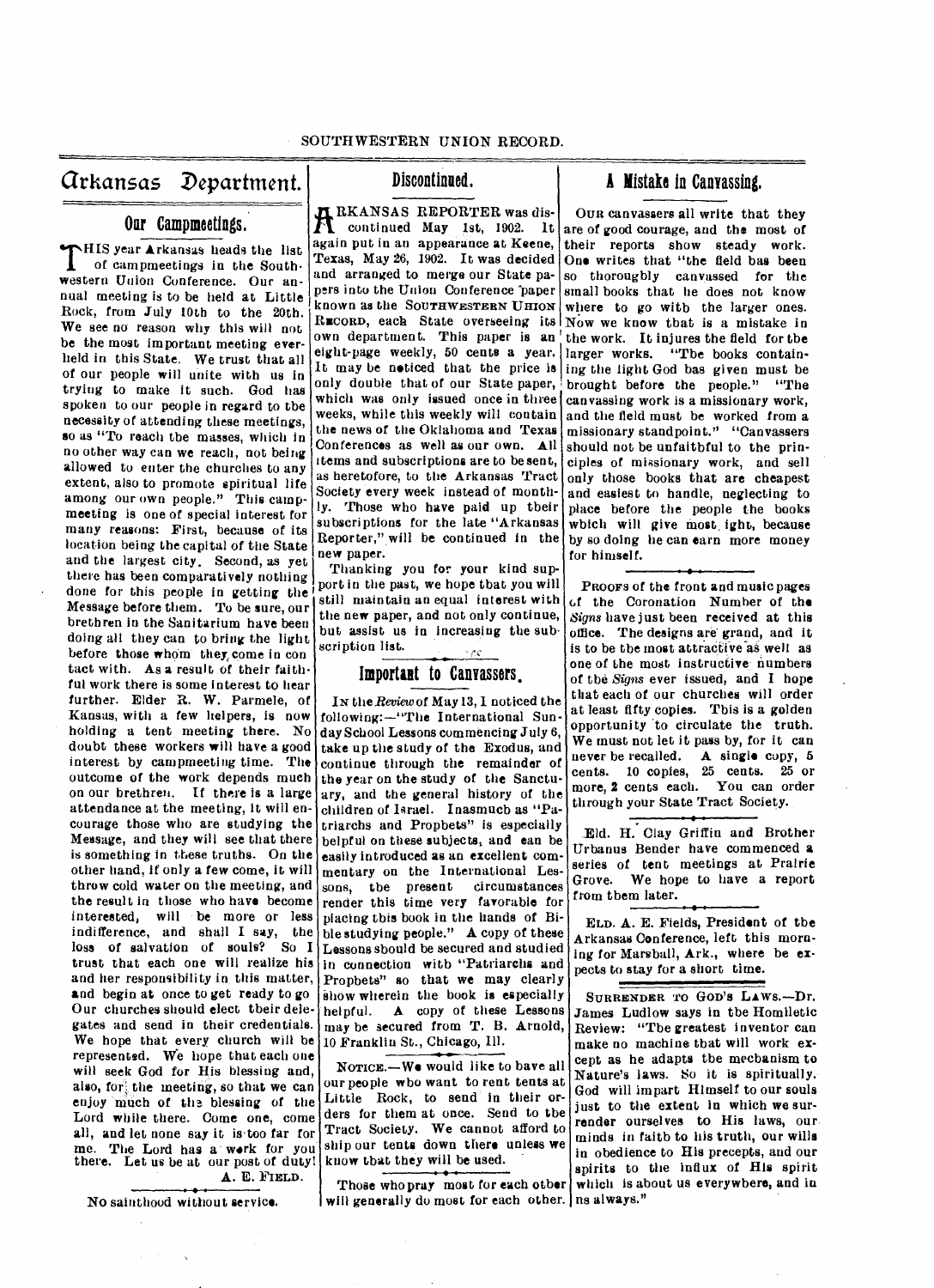# Arkansas Department.

## Our Campmeetings.

THIS year Arkansas heads the list of campmeetings in the Southwestern Union Conference. Our annual meeting is to be held at Little Rock, from July 10th to the 20th. We see no reason why this will not be the most important meeting ever held in this State. We trust that all of our people will unite with us in trying to make it such. God has spoken to our people in regard to the necessity of attending these meetings, so as "To reach the masses, which in no other way can we reach, not being allowed to enter the churches to any extent, also to promote spiritual life among our own people." This campmeeting is one of special interest for many reasons: First, because of its location being the capital of the State and the largest city. Second, as yet there has been comparatively nothing done for this people in getting the Message before them. To be sure, our brethren in the Sanitarium have been doing all they can to bring the light before those whom they come in contact with. As a result of their faithful work there is some interest to hear further. Elder R. W. Parmele, of Kansas, with a few helpers, is now holding a tent meeting there. No doubt these workers will have a good interest by campmeeting time. The outcome of the work depends much on our brethren. If there is a large attendance at the meeting, it will encourage those who are studying the Message, and they will see that there is something in these truths. On the other hand, if only a few come, it will throw cold water on the meeting, and the result in those who have become interested, will be more or less indifference, and shall I say, the loss of salvation of souls? So I trust that each one will realize his and her responsibility in this matter, and begin at once to get ready to go. Our churches should elect their delegates and send in their credentials. We hope that every church will be represented. We hope that each one will seek God for His blessing and, also, for the meeting, so that we can enjoy much of the blessing of the Lord while there. Come one, come all, and let none say it is too far for me. The Lord has a work for you there. Let us be at our post of duty!

A. E. FIELD.

No sainthood without service.

## Discontinued.

ARKANSAS REPORTER was discontinued May 1st, 1902. It again put in an appearance at Keene, Texas, May 26, 1902. It was decided and arranged to merge our State papers into the Union Conference paper known as the SOUTHWESTERN UNION RECORD, each State overseeing its own department. This paper is an eight-page weekly, 50 cents a year. It may be noticed that the price is only double that of our State paper, which was only issued once in three weeks, while this weekly will contain the news of the Oklahoma and Texas Conferences as well as our own. All items and subscriptions are to be sent, as heretofore, to the Arkansas Tract Society every week instead of monthly. Those who have paid up their subscriptions for the late "Arkansas Reporter," will be continued in the new paper.

Thanking you for your kind support in the past, we hope that you will still maintain an equal interest with the new paper, and not only continue, but assist us in increasing the subscription list.

## Important to Canvassers.

IN the *Review* of May 13, I noticed the following:—"The International Sunday School Lessons commencing July 6, take up the study of the Exodus, and continue through the remainder of the year on the study of the Sanctuary, and the general history of the children of Israel. Inasmuch as "Patriarchs and Prophets" is especially helpful on these subjects, and can be easily introduced as an excellent commentary on the International Lessons, the present circumstances render this time very favorable for placing this book in the hands of Bible studying people." A copy of these Lessons should be secured and studied in connection with "Patriarchs and Prophets" so that we may clearly show wherein the book is especially helpful. A copy of these Lessons may be secured from T. B. Arnold, 10 Franklin St., Chicago, Ill.

NOTICE.—We would like to have all our people who want to rent tents at Little Rock, to send in their orders for them at once. Send to the Tract Society. We cannot afford to ship our tents down there unless we know that they will be used.

Those who pray most for each other will generally do most for each other.

## A Mistake in Canvassing.

OUR canvassers all write that they are of good courage, and the most of their reports show steady work. One writes that "the field has been so thoroughly canvassed for the small books that he does not know where to go with the larger ones. Now we know that is a mistake in the work. It injures the field for the larger works. "The books containing the light God has given must be brought before the people." "The canvassing work is a missionary work, and the field must be worked from a missionary standpoint." "Canvassers should not be unfaithful to the principles of missionary work, and sell only those books that are cheapest and easiest to handle, neglecting to place before the people the books which will give most light, because by so doing he can earn more money for himself.

PROOFS of the front and music pages of the Coronation Number of the *Signs* have just been received at this office. The designs are grand, and it is to be the most attractive as well as one of the most instructive numbers of the *Signs* ever issued, and I hope that each of our churches will order at least fifty copies. This is a golden opportunity to circulate the truth. We must not let it pass by, for it can never be recalled. A single copy, 5 cents. 10 copies, 25 cents. 25 or more, 2 cents each. You can order through your State Tract Society.

Eld. H. Clay Griffin and Brother Urbanus Bender have commenced a series of tent meetings at Prairie Grove. We hope to have a report from them later.

ELD. A. E. Fields, President of the Arkansas Conference, left this morning for Marshall, Ark., where he expects to stay for a short time.

SURRENDER TO GOD'S LAWS.—Dr. James Ludlow says in the Homiletic Review: "The greatest inventor can make no machine that will work except as he adapts the mechanism to Nature's laws. So it is spiritually. God will impart Himself to our souls just to the extent in which we surrender ourselves to His laws, our minds in faith to his truth, our wills in obedience to His precepts, and our spirits to the influx of His spirit which is about us everywhere, and in us always."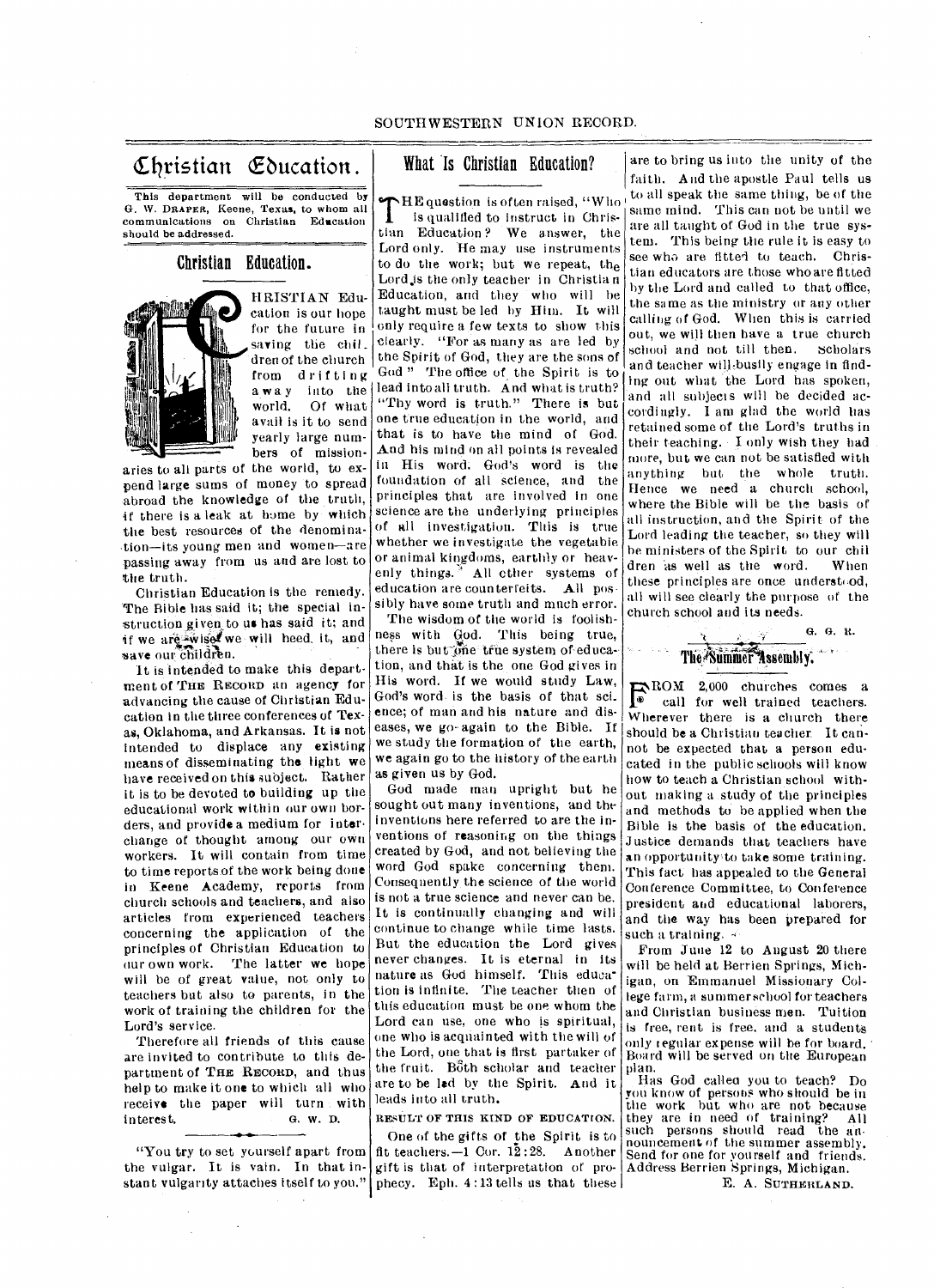# Christian Education.

This department will be conducted by G. W. DRAPER, Keene, Texas, to whom all communications on Christian Education should be addressed.

## Christian Education.

CHRISTIAN Education is our hope for the future in saving the children of the church from drifting away into the world. Of what avail is it to send yearly large numbers of missionaries to all parts of the world, to expend large sums of money to spread abroad the knowledge of the truth, if there is a leak at home by which the best resources of the denomination—its young men and women—are passing away from us and are lost to the truth.

Christian Education is the remedy. The Bible has said it; the special instruction given to us has said it; and if we are wise we will heed it, and save our children.

It is intended to make this department of THE RECORD an agency for advancing the cause of Christian Education in the three conferences of Texas, Oklahoma, and Arkansas. It is not intended to displace any existing means of disseminating the light we have received on this subject. Rather it is to be devoted to building up the educational work within our own borders, and provide a medium for interchange of thought among our own workers. It will contain from time to time reports of the work being done in Keene Academy, reports from church schools and teachers, and also articles from experienced teachers concerning the application of the principles of Christian Education to our own work. The latter we hope will be of great value, not only to teachers but also to parents, in the work of training the children for the Lord's service.

Therefore all friends of this cause are invited to contribute to this department of THE RECORD, and thus help to make it one to which all who receive the paper will turn with interest.

G. W. D.

---

"You try to set yourself apart from the vulgar. It is vain. In that instant vulgarity attaches itself to you."

## What Is Christian Education?

THE question is often raised, "Who is qualified to instruct in Christian Education? We answer, the Lord only. He may use instruments to do the work; but we repeat, the Lord is the only teacher in Christian Education, and they who will be taught must be led by Him. It will only require a few texts to show this clearly. "For as many as are led by the Spirit of God, they are the sons of God" The office of the Spirit is to lead into all truth. And what is truth? "Thy word is truth." There is but one true education in the world, and that is to have the mind of God. And his mind on all points is revealed in His word. God's word is the foundation of all science, and the principles that are involved in one science are the underlying principles of all investigation. This is true whether we investigate the vegetable or animal kingdoms, earthly or heavenly things. All other systems of education are counterfeits. All possibly have some truth and much error.

The wisdom of the world is foolishness with God. This being true, there is but one true system of education, and that is the one God gives in His word. If we would study Law, God's word is the basis of that science; of man and his nature and diseases, we go again to the Bible. If we study the formation of the earth, we again go to the history of the earth as given us by God.

God made man upright but he sought out many inventions, and the inventions here referred to are the inventions of reasoning on the things created by God, and not believing the word God spake concerning them. Consequently the science of the world is not a true science and never can be. It is continually changing and will continue to change while time lasts. But the education the Lord gives never changes. It is eternal in its nature as God himself. This education is infinite. The teacher then of this education must be one whom the Lord can use, one who is spiritual, one who is acquainted with the will of the Lord, one that is first partaker of the fruit. Both scholar and teacher are to be led by the Spirit. And it leads into all truth.

RESULT OF THIS KIND OF EDUCATION.

One of the gifts of the Spirit is to fit teachers.—1 Cor. 12:28. Another gift is that of interpretation of prophecy. Eph. 4:13 tells us that these are to bring us into the unity of the faith. And the apostle Paul tells us to all speak the same thing, be of the same mind. This can not be until we are all taught of God in the true system. This being the rule it is easy to see who are fitted to teach. Christian educators are those who are fitted by the Lord and called to that office, the same as the ministry or any other calling of God. When this is carried out, we will then have a true church school and not till then. Scholars and teacher will busily engage in finding out what the Lord has spoken, and all subjects will be decided accordingly. I am glad the world has retained some of the Lord's truths in their teaching. I only wish they had more, but we can not be satisfied with anything but the whole truth. Hence we need a church school, where the Bible will be the basis of all instruction, and the Spirit of the Lord leading the teacher, so they will be ministers of the Spirit to our children as well as the word. When these principles are once understood, all will see clearly the purpose of the church school and its needs.

G. G. R.

## The Summer Assembly.

FROM 2,000 churches comes a call for well trained teachers. Wherever there is a church there should be a Christian teacher. It cannot be expected that a person educated in the public schools will know how to teach a Christian school without making a study of the principles and methods to be applied when the Bible is the basis of the education. Justice demands that teachers have an opportunity to take some training. This fact has appealed to the General Conference Committee, to Conference president and educational laborers, and the way has been prepared for such a training.

From June 12 to August 20 there will be held at Berrien Springs, Michigan, on Emmanuel Missionary College farm, a summer school for teachers and Christian business men. Tuition is free, rent is free, and a students only regular expense will be for board. Board will be served on the European plan.

Has God called you to teach? Do you know of persons who should be in the work but who are not because they are in need of training? All such persons should read the announcement of the summer assembly. Send for one for yourself and friends. Address Berrien Springs, Michigan.

E. A. SUTHERLAND.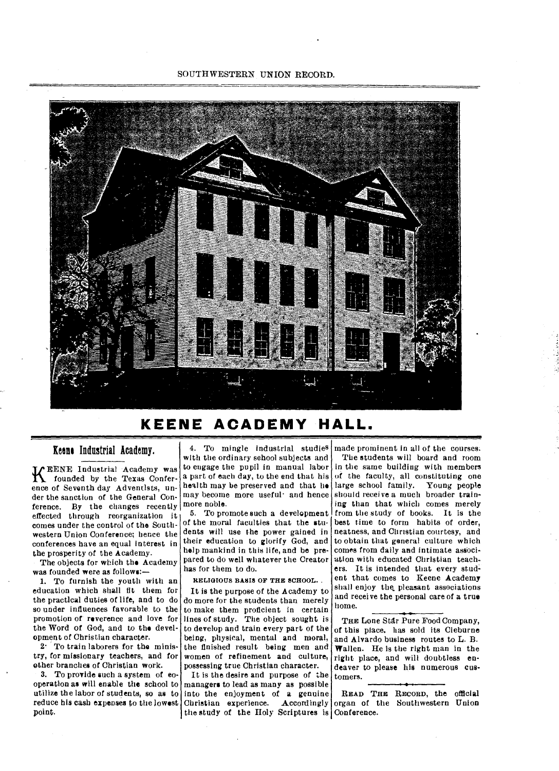# KEENE ACADEMY HALL.

## Keene Industrial Academy.

KEENE Industrial Academy was founded by the Texas Conference of Seventh day Adventists, under the sanction of the General Conference. By the changes recently effected through reorganization it comes under the control of the Southwestern Union Conference; hence the conferences have an equal interest in the prosperity of the Academy.

The objects for which the Academy was founded were as follows:—

1. To furnish the youth with an education which shall fit them for the practical duties of life, and to do so under influences favorable to the promotion of reverence and love for the Word of God, and to the development of Christian character.

2. To train laborers for the ministry, for missionary teachers, and for other branches of Christian work.

3. To provide such a system of cooperation as will enable the school to utilize the labor of students, so as to reduce his cash expenses to the lowest point.

4. To mingle industrial studies with the ordinary school subjects and to engage the pupil in manual labor a part of each day, to the end that his health may be preserved and that he may become more useful and hence more noble.

5. To promote such a development of the moral faculties that the students will use the power gained in their education to glorify God, and help mankind in this life, and be prepared to do well whatever the Creator has for them to do.

RELIGIOUS BASIS OF THE SCHOOL.

It is the purpose of the Academy to do more for the students than merely to make them proficient in certain lines of study. The object sought is to develop and train every part of the being, physical, mental and moral, the finished result being men and women of refinement and culture, possessing true Christian character.

It is the desire and purpose of the managers to lead as many as possible into the enjoyment of a genuine Christian experience. Accordingly the study of the Holy Scriptures is made prominent in all of the courses.

The students will board and room in the same building with members of the faculty, all constituting one large school family. Young people should receive a much broader training than that which comes merely from the study of books. It is the best time to form habits of order, neatness, and Christian courtesy, and to obtain that general culture which comes from daily and intimate association with educated Christian teachers. It is intended that every student that comes to Keene Academy shall enjoy the pleasant associations and receive the personal care of a true home.

---

THE Lone Star Pure Food Company, of this place, has sold its Cleburne and Alvardo business routes to L. B. Wallen. He is the right man in the right place, and will doubtless endeavor to please his numerous customers.

---

READ THE RECORD, the official organ of the Southwestern Union Conference.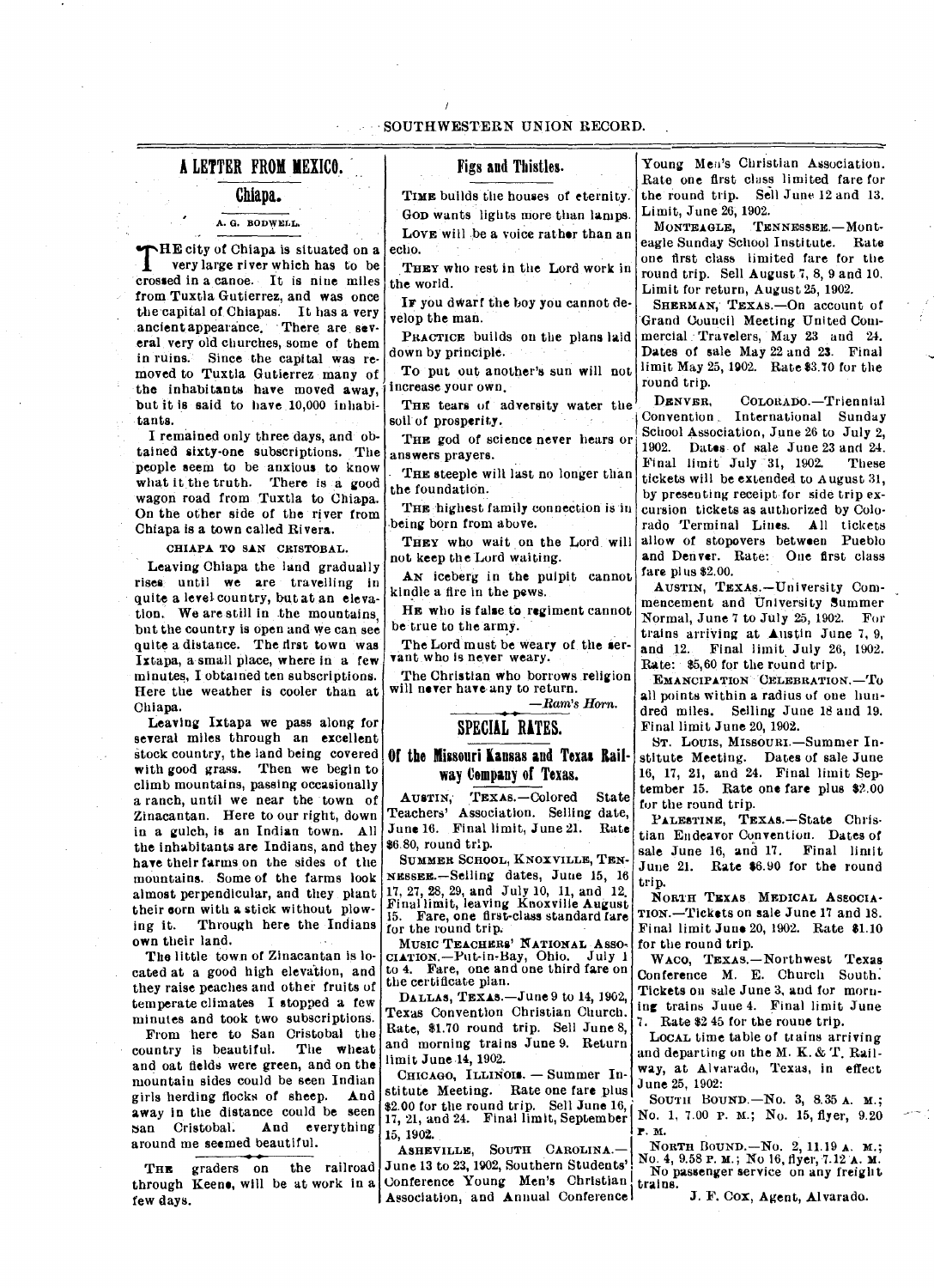## A LETTER FROM MEXICO.

### Chiapa.

A. G. BODWELL.

THE city of Chiapa is situated on a very large river which has to be crossed in a canoe. It is nine miles from Tuxtla Gutierrez, and was once the capital of Chiapas. It has a very ancient appearance. There are several very old churches, some of them in ruins. Since the capital was removed to Tuxtla Gutierrez many of the inhabitants have moved away, but it is said to have 10,000 inhabitants.

I remained only three days, and obtained sixty-one subscriptions. The people seem to be anxious to know what it the truth. There is a good wagon road from Tuxtla to Chiapa. On the other side of the river from Chiapa is a town called Rivera.

CHIAPA TO SAN CRISTOBAL.

Leaving Chiapa the land gradually rises until we are travelling in quite a level country, but at an elevation. We are still in the mountains, but the country is open and we can see quite a distance. The first town was Ixtapa, a small place, where in a few minutes, I obtained ten subscriptions. Here the weather is cooler than at Chiapa.

Leaving Ixtapa we pass along for several miles through an excellent stock country, the land being covered with good grass. Then we begin to climb mountains, passing occasionally a ranch, until we near the town of Zinacantan. Here to our right, down in a gulch, is an Indian town. All the inhabitants are Indians, and they have their farms on the sides of the mountains. Some of the farms look almost perpendicular, and they plant their corn with a stick without plowing it. Through here the Indians own their land.

The little town of Zinacantan is located at a good high elevation, and they raise peaches and other fruits of temperate climates I stopped a few minutes and took two subscriptions.

From here to San Cristobal the country is beautiful. The wheat and oat fields were green, and on the mountain sides could be seen Indian girls herding flocks of sheep. And away in the distance could be seen San Cristobal. And everything around me seemed beautiful.

---

THE graders on the railroad through Keene, will be at work in a few days.

## Figs and Thistles.

TIME builds the houses of eternity.

GOD wants lights more than lamps.

LOVE will be a voice rather than an echo.

THEY who rest in the Lord work in the world.

IF you dwarf the boy you cannot develop the man.

PRACTICE builds on the plans laid down by principle.

To put out another's sun will not increase your own.

THE tears of adversity water the soil of prosperity.

THE god of science never hears or answers prayers.

THE steeple will last no longer than the foundation.

THE highest family connection is in being born from above.

THEY who wait on the Lord will not keep the Lord waiting.

AN iceberg in the pulpit cannot kindle a fire in the pews.

HE who is false to regiment cannot be true to the army.

The Lord must be weary of the servant who is never weary.

The Christian who borrows religion will never have any to return.

—*Ram's Horn.*

## SPECIAL RATES.

### Of the Missouri Kansas and Texas Railway Company of Texas.

AUSTIN, TEXAS.—Colored State Teachers' Association. Selling date, June 16. Final limit, June 21. Rate $6.80, round trip.

SUMMER SCHOOL, KNOXVILLE, TENNESSEE.—Selling dates, June 15, 16 17, 27, 28, 29, and July 10, 11, and 12. Final limit, leaving Knoxville August 15. Fare, one first-class standard fare for the round trip.

MUSIC TEACHERS' NATIONAL ASSOCIATION.—Put-in-Bay, Ohio. July 1 to 4. Fare, one and one third fare on the certificate plan.

DALLAS, TEXAS.—June 9 to 14, 1902, Texas Convention Christian Church. Rate, $1.70 round trip. Sell June 8, and morning trains June 9. Return limit June 14, 1902.

CHICAGO, ILLINOIS. — Summer Institute Meeting. Rate one fare plus $2.00 for the round trip. Sell June 16, 17, 21, and 24. Final limit, September 15, 1902.

ASHEVILLE, SOUTH CAROLINA.—June 13 to 23, 1902, Southern Students' Conference Young Men's Christian Association, and Annual Conference Young Men's Christian Association. Rate one first class limited fare for the round trip. Sell June 12 and 13. Limit, June 26, 1902.

MONTEAGLE, TENNESSEE.—Monteagle Sunday School Institute. Rate one first class limited fare for the round trip. Sell August 7, 8, 9 and 10. Limit for return, August 25, 1902.

SHERMAN, TEXAS.—On account of Grand Council Meeting United Commercial Travelers, May 23 and 24. Dates of sale May 22 and 23. Final limit May 25, 1902. Rate $3.70 for the round trip.

DENVER, COLORADO.—Triennial Convention International Sunday School Association, June 26 to July 2, 1902. Dates of sale June 23 and 24. Final limit July 31, 1902. These tickets will be extended to August 31, by presenting receipt for side trip excursion tickets as authorized by Colorado Terminal Lines. All tickets allow of stopovers between Pueblo and Denver. Rate: One first class fare plus $2.00.

AUSTIN, TEXAS.—University Commencement and University Summer Normal, June 7 to July 25, 1902. For trains arriving at Austin June 7, 9, and 12. Final limit, July 26, 1902. Rate: $5,60 for the round trip.

EMANCIPATION CELEBRATION.—To all points within a radius of one hundred miles. Selling June 18 and 19. Final limit June 20, 1902.

ST. LOUIS, MISSOURI.—Summer Institute Meeting. Dates of sale June 16, 17, 21, and 24. Final limit September 15. Rate one fare plus $2.00 for the round trip.

PALESTINE, TEXAS.—State Christian Endeavor Convention. Dates of sale June 16, and 17. Final limit June 21. Rate $6.90 for the round trip.

NORTH TEXAS MEDICAL ASSOCIATION.—Tickets on sale June 17 and 18. Final limit June 20, 1902. Rate $1.10 for the round trip.

WACO, TEXAS.—Northwest Texas Conference M. E. Church South. Tickets on sale June 3, and for morning trains June 4. Final limit June 7. Rate $2 45 for the roune trip.

LOCAL time table of trains arriving and departing on the M. K. & T. Railway, at Alvarado, Texas, in effect June 25, 1902:

SOUTH BOUND.—No. 3, 8.35 A. M.; No. 1, 7.00 P. M.; No. 15, flyer, 9.20 P. M.

NORTH BOUND.—No. 2, 11.19 A. M.; No. 4, 9.58 P. M.; No 16, flyer, 7.12 A. M.

No passenger service on any freight trains.

J. F. COX, Agent, Alvarado.